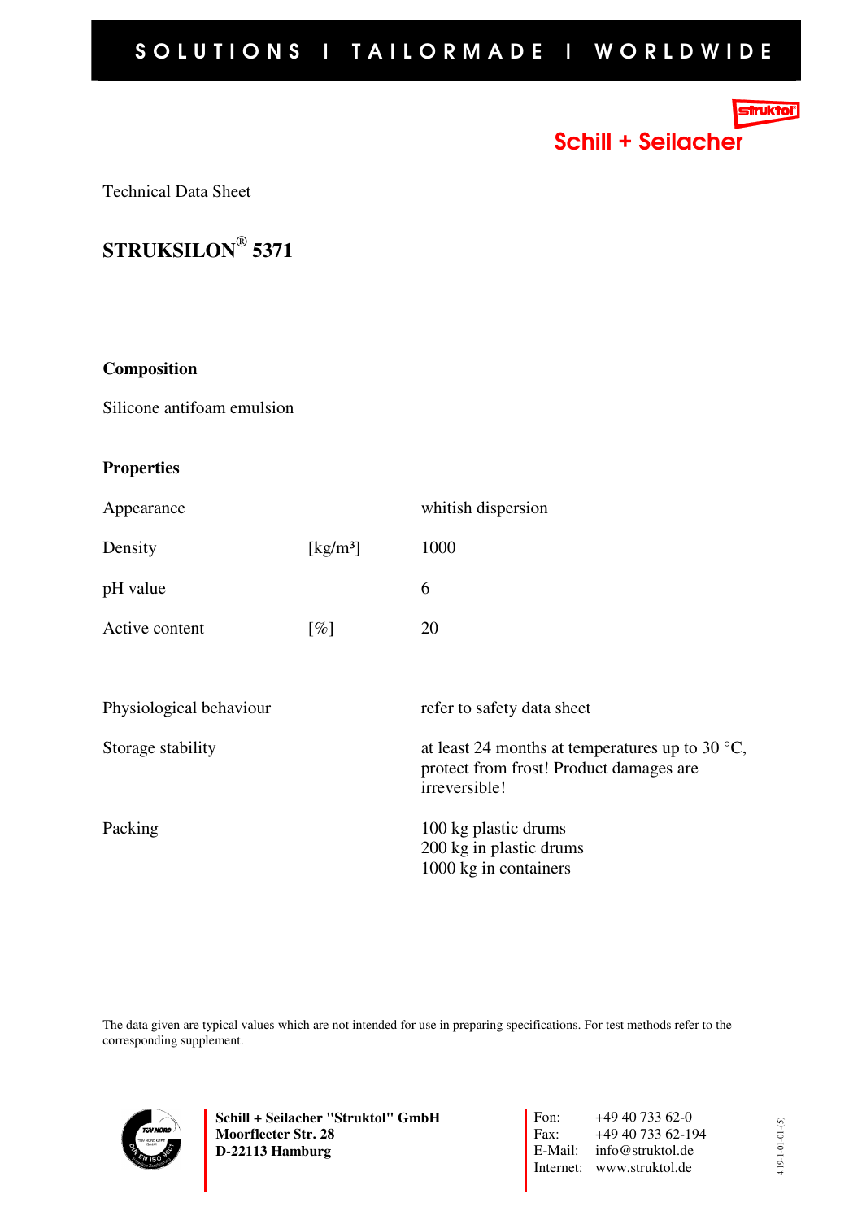SOLUTIONS I TAILORMADE I WORLDWIDE

Schill + Seilacher

Technical Data Sheet

# STRUKSILON® 5371

## Composition

Silicone antifoam emulsion

## Properties

| | | |
|---|---|---|
| Appearance | | whitish dispersion |
| Density | [kg/m³] | 1000 |
| pH value | | 6 |
| Active content | [%] | 20 |
| Physiological behaviour | | refer to safety data sheet |
| Storage stability | | at least 24 months at temperatures up to 30 °C, protect from frost! Product damages are irreversible! |
| Packing | | 100 kg plastic drums<br>200 kg in plastic drums<br>1000 kg in containers |

The data given are typical values which are not intended for use in preparing specifications. For test methods refer to the corresponding supplement.

**Schill + Seilacher "Struktol" GmbH**
**Moorfleeter Str. 28**
**D-22113 Hamburg**

Fon: +49 40 733 62-0
Fax: +49 40 733 62-194
E-Mail: info@struktol.de
Internet: www.struktol.de

4.19-1-01-(5)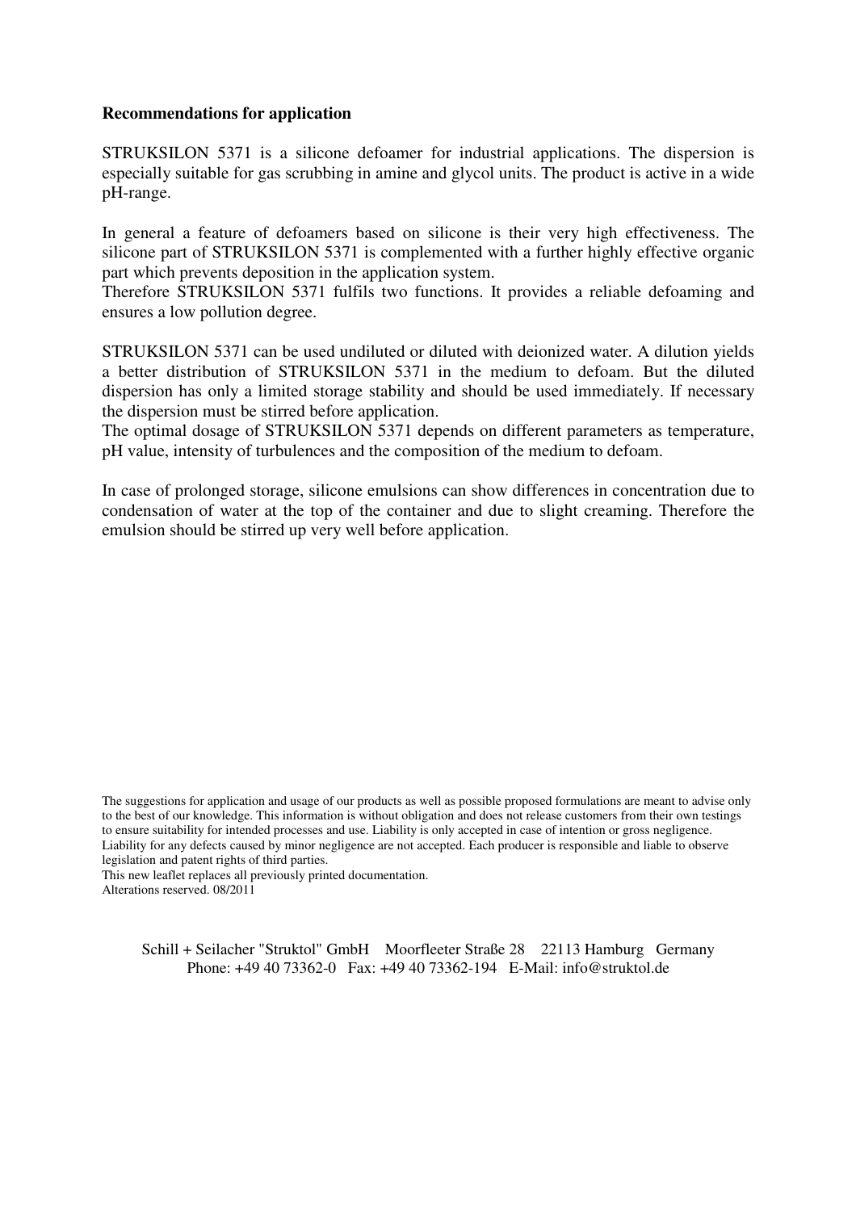**Recommendations for application**

STRUKSILON 5371 is a silicone defoamer for industrial applications. The dispersion is especially suitable for gas scrubbing in amine and glycol units. The product is active in a wide pH-range.

In general a feature of defoamers based on silicone is their very high effectiveness. The silicone part of STRUKSILON 5371 is complemented with a further highly effective organic part which prevents deposition in the application system.
Therefore STRUKSILON 5371 fulfils two functions. It provides a reliable defoaming and ensures a low pollution degree.

STRUKSILON 5371 can be used undiluted or diluted with deionized water. A dilution yields a better distribution of STRUKSILON 5371 in the medium to defoam. But the diluted dispersion has only a limited storage stability and should be used immediately. If necessary the dispersion must be stirred before application.
The optimal dosage of STRUKSILON 5371 depends on different parameters as temperature, pH value, intensity of turbulences and the composition of the medium to defoam.

In case of prolonged storage, silicone emulsions can show differences in concentration due to condensation of water at the top of the container and due to slight creaming. Therefore the emulsion should be stirred up very well before application.

The suggestions for application and usage of our products as well as possible proposed formulations are meant to advise only to the best of our knowledge. This information is without obligation and does not release customers from their own testings to ensure suitability for intended processes and use. Liability is only accepted in case of intention or gross negligence. Liability for any defects caused by minor negligence are not accepted. Each producer is responsible and liable to observe legislation and patent rights of third parties.
This new leaflet replaces all previously printed documentation.
Alterations reserved. 08/2011

Schill + Seilacher "Struktol" GmbH Moorfleeter Straße 28 22113 Hamburg Germany
Phone: +49 40 73362-0 Fax: +49 40 73362-194 E-Mail: info@struktol.de